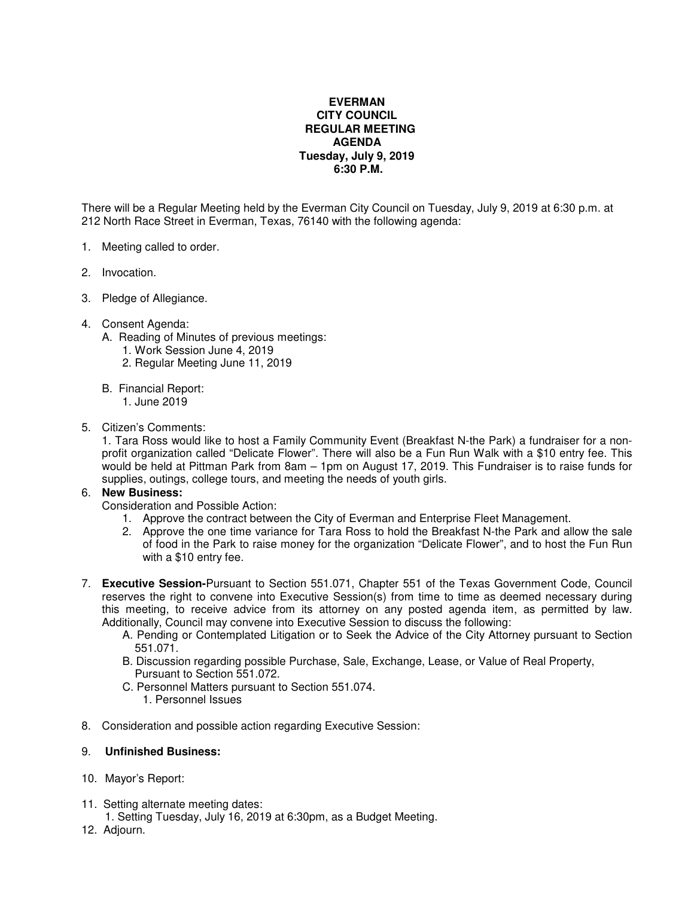**EVERMAN**
**CITY COUNCIL**
**REGULAR MEETING**
**AGENDA**
**Tuesday, July 9, 2019**
**6:30 P.M.**

There will be a Regular Meeting held by the Everman City Council on Tuesday, July 9, 2019 at 6:30 p.m. at 212 North Race Street in Everman, Texas, 76140 with the following agenda:

1. Meeting called to order.

2. Invocation.

3. Pledge of Allegiance.

4. Consent Agenda:
   - A. Reading of Minutes of previous meetings:
     1. Work Session June 4, 2019
     2. Regular Meeting June 11, 2019
   - B. Financial Report:
     1. June 2019

5. Citizen's Comments:
   1. Tara Ross would like to host a Family Community Event (Breakfast N-the Park) a fundraiser for a non-profit organization called "Delicate Flower". There will also be a Fun Run Walk with a $10 entry fee. This would be held at Pittman Park from 8am – 1pm on August 17, 2019. This Fundraiser is to raise funds for supplies, outings, college tours, and meeting the needs of youth girls.

6. **New Business:**
   Consideration and Possible Action:
   1. Approve the contract between the City of Everman and Enterprise Fleet Management.
   2. Approve the one time variance for Tara Ross to hold the Breakfast N-the Park and allow the sale of food in the Park to raise money for the organization "Delicate Flower", and to host the Fun Run with a $10 entry fee.

7. **Executive Session-**Pursuant to Section 551.071, Chapter 551 of the Texas Government Code, Council reserves the right to convene into Executive Session(s) from time to time as deemed necessary during this meeting, to receive advice from its attorney on any posted agenda item, as permitted by law. Additionally, Council may convene into Executive Session to discuss the following:
   - A. Pending or Contemplated Litigation or to Seek the Advice of the City Attorney pursuant to Section 551.071.
   - B. Discussion regarding possible Purchase, Sale, Exchange, Lease, or Value of Real Property, Pursuant to Section 551.072.
   - C. Personnel Matters pursuant to Section 551.074.
     1. Personnel Issues

8. Consideration and possible action regarding Executive Session:

9. **Unfinished Business:**

10. Mayor's Report:

11. Setting alternate meeting dates:
    1. Setting Tuesday, July 16, 2019 at 6:30pm, as a Budget Meeting.

12. Adjourn.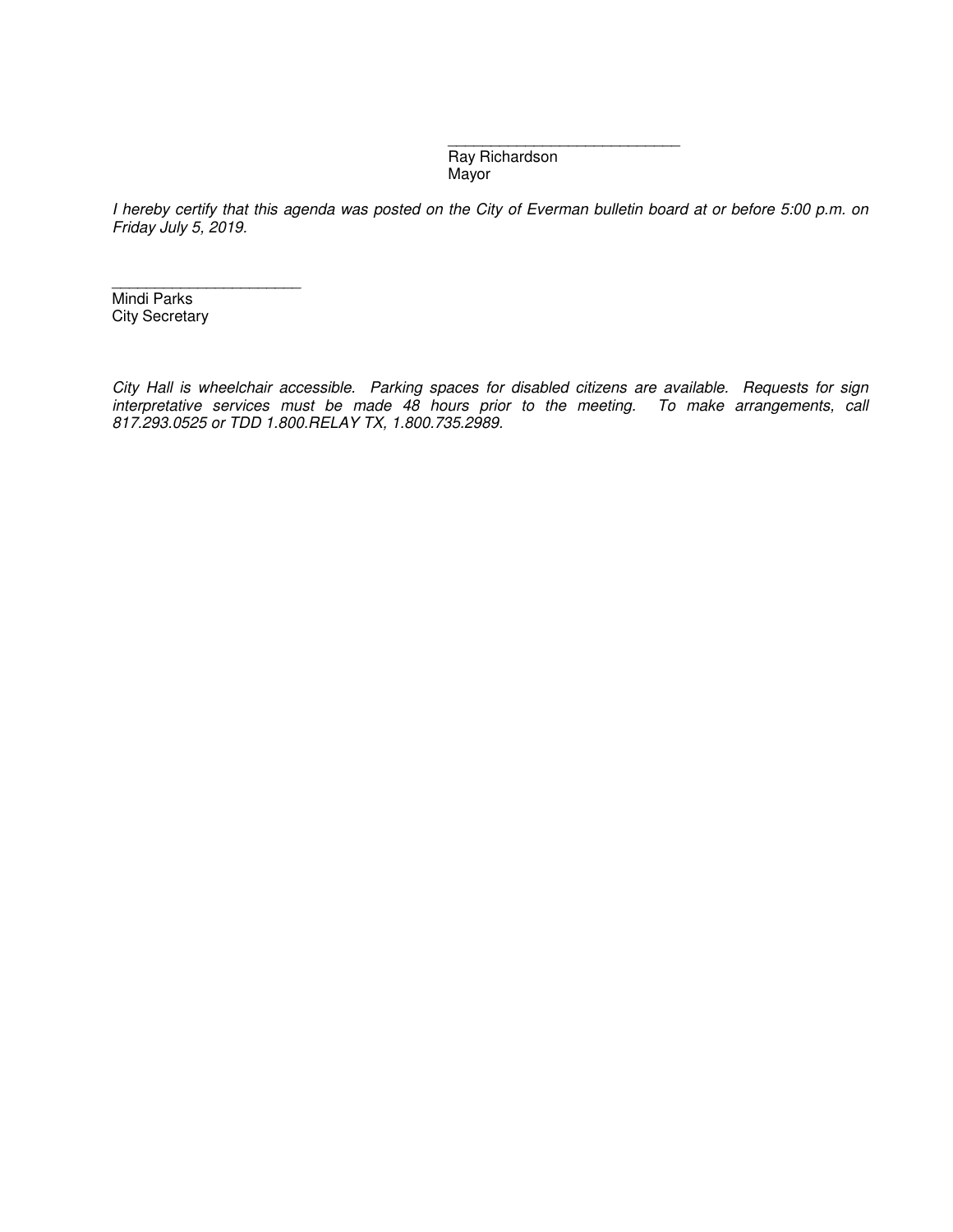\_\_\_\_\_\_\_\_\_\_\_\_\_\_\_\_\_\_\_\_\_\_\_\_\_\_\_\_
Ray Richardson
Mayor

*I hereby certify that this agenda was posted on the City of Everman bulletin board at or before 5:00 p.m. on Friday July 5, 2019.*

\_\_\_\_\_\_\_\_\_\_\_\_\_\_\_\_\_\_\_\_\_\_\_
Mindi Parks
City Secretary

*City Hall is wheelchair accessible. Parking spaces for disabled citizens are available. Requests for sign interpretative services must be made 48 hours prior to the meeting. To make arrangements, call 817.293.0525 or TDD 1.800.RELAY TX, 1.800.735.2989.*